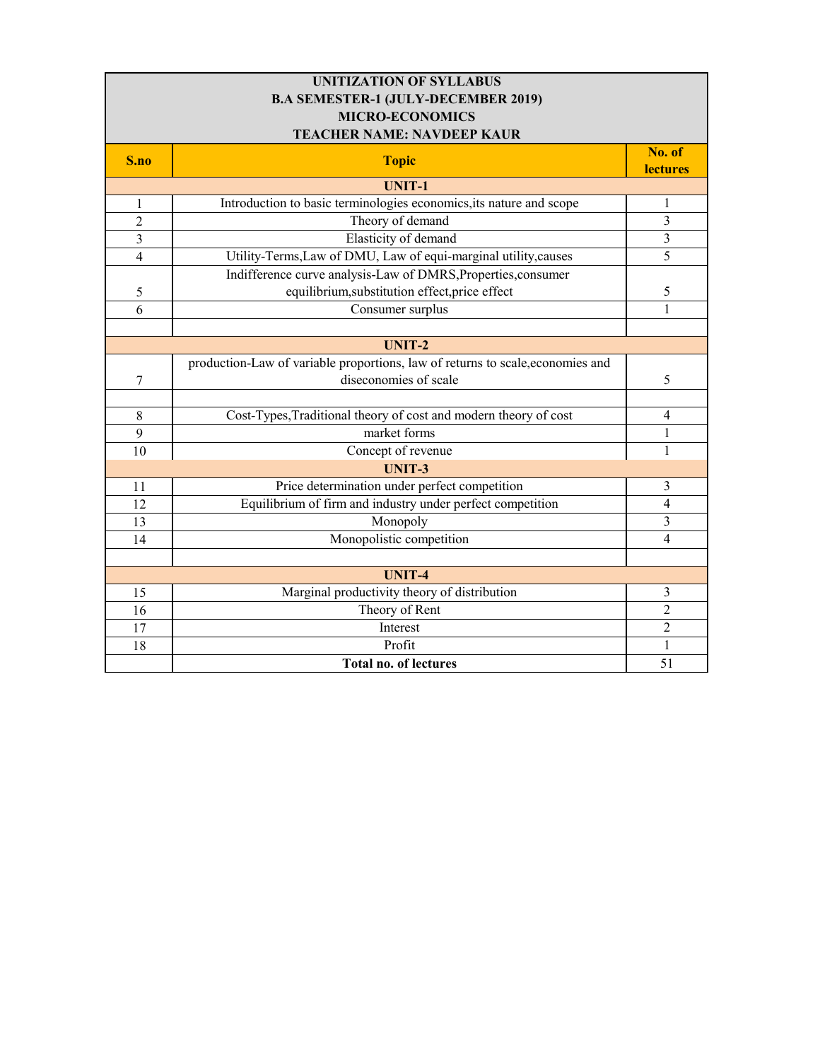| UNITIZATION OF SYLLABUS<br>B.A SEMESTER-1 (JULY-DECEMBER 2019)<br>MICRO-ECONOMICS<br>TEACHER NAME: NAVDEEP KAUR | | |
|---|---|---|
| **S.no** | **Topic** | **No. of lectures** |
| | **UNIT-1** | |
| 1 | Introduction to basic terminologies economics,its nature and scope | 1 |
| 2 | Theory of demand | 3 |
| 3 | Elasticity of demand | 3 |
| 4 | Utility-Terms,Law of DMU, Law of equi-marginal utility,causes | 5 |
| 5 | Indifference curve analysis-Law of DMRS,Properties,consumer equilibrium,substitution effect,price effect | 5 |
| 6 | Consumer surplus | 1 |
| | | |
| | **UNIT-2** | |
| 7 | production-Law of variable proportions, law of returns to scale,economies and diseconomies of scale | 5 |
| | | |
| 8 | Cost-Types,Traditional theory of cost and modern theory of cost | 4 |
| 9 | market forms | 1 |
| 10 | Concept of revenue | 1 |
| | **UNIT-3** | |
| 11 | Price determination under perfect competition | 3 |
| 12 | Equilibrium of firm and industry under perfect competition | 4 |
| 13 | Monopoly | 3 |
| 14 | Monopolistic competition | 4 |
| | | |
| | **UNIT-4** | |
| 15 | Marginal productivity theory of distribution | 3 |
| 16 | Theory of Rent | 2 |
| 17 | Interest | 2 |
| 18 | Profit | 1 |
| | **Total no. of lectures** | 51 |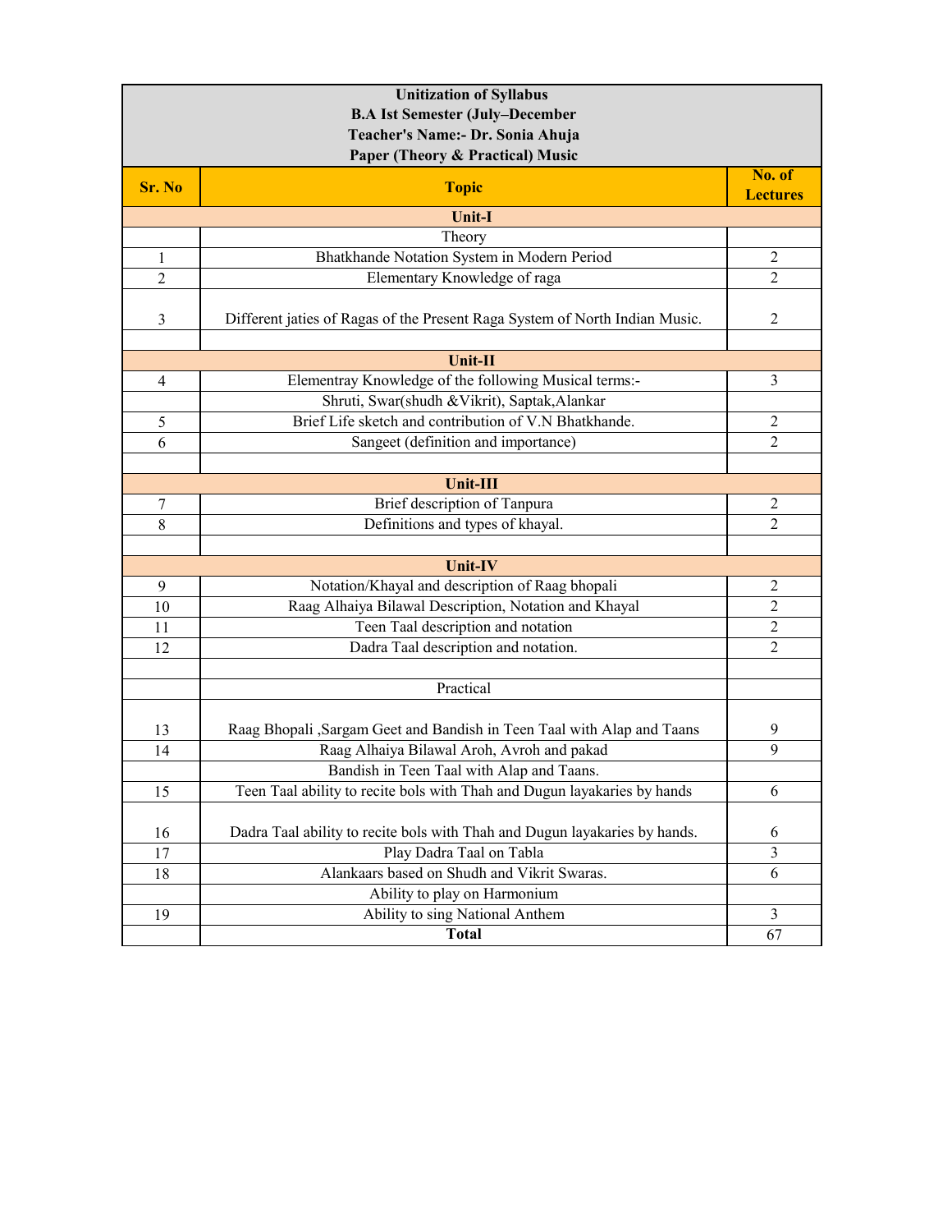**Unitization of Syllabus**
**B.A Ist Semester (July–December**
**Teacher's Name:- Dr. Sonia Ahuja**
**Paper (Theory & Practical) Music**

| Sr. No | Topic | No. of Lectures |
|---|---|---|
| | **Unit-I** | |
| | Theory | |
| 1 | Bhatkhande Notation System in Modern Period | 2 |
| 2 | Elementary Knowledge of raga | 2 |
| 3 | Different jaties of Ragas of the Present Raga System of North Indian Music. | 2 |
| | | |
| | **Unit-II** | |
| 4 | Elementray Knowledge of the following Musical terms:- | 3 |
| | Shruti, Swar(shudh &Vikrit), Saptak,Alankar | |
| 5 | Brief Life sketch and contribution of V.N Bhatkhande. | 2 |
| 6 | Sangeet (definition and importance) | 2 |
| | | |
| | **Unit-III** | |
| 7 | Brief description of Tanpura | 2 |
| 8 | Definitions and types of khayal. | 2 |
| | | |
| | **Unit-IV** | |
| 9 | Notation/Khayal and description of Raag bhopali | 2 |
| 10 | Raag Alhaiya Bilawal Description, Notation and Khayal | 2 |
| 11 | Teen Taal description and notation | 2 |
| 12 | Dadra Taal description and notation. | 2 |
| | | |
| | Practical | |
| 13 | Raag Bhopali ,Sargam Geet and Bandish in Teen Taal with Alap and Taans | 9 |
| 14 | Raag Alhaiya Bilawal Aroh, Avroh and pakad | 9 |
| | Bandish in Teen Taal with Alap and Taans. | |
| 15 | Teen Taal ability to recite bols with Thah and Dugun layakaries by hands | 6 |
| 16 | Dadra Taal ability to recite bols with Thah and Dugun layakaries by hands. | 6 |
| 17 | Play Dadra Taal on Tabla | 3 |
| 18 | Alankaars based on Shudh and Vikrit Swaras. | 6 |
| | Ability to play on Harmonium | |
| 19 | Ability to sing National Anthem | 3 |
| | **Total** | 67 |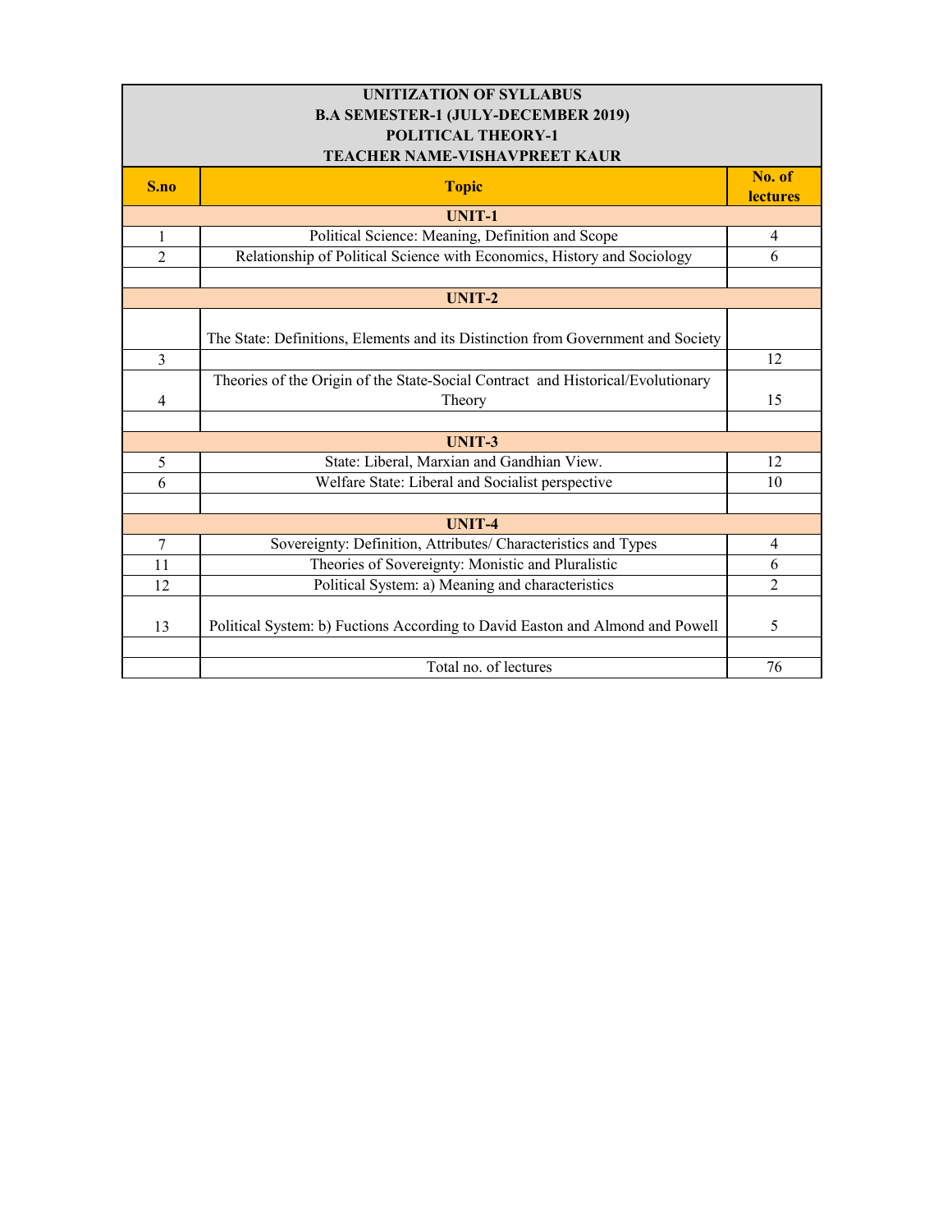**UNITIZATION OF SYLLABUS**
**B.A SEMESTER-1 (JULY-DECEMBER 2019)**
**POLITICAL THEORY-1**
**TEACHER NAME-VISHAVPREET KAUR**

| S.no | Topic | No. of lectures |
|---|---|---|
| | **UNIT-1** | |
| 1 | Political Science: Meaning, Definition and Scope | 4 |
| 2 | Relationship of Political Science with Economics, History and Sociology | 6 |
| | | |
| | **UNIT-2** | |
| | The State: Definitions, Elements and its Distinction from Government and Society | |
| 3 | | 12 |
| 4 | Theories of the Origin of the State-Social Contract and Historical/Evolutionary Theory | 15 |
| | | |
| | **UNIT-3** | |
| 5 | State: Liberal, Marxian and Gandhian View. | 12 |
| 6 | Welfare State: Liberal and Socialist perspective | 10 |
| | | |
| | **UNIT-4** | |
| 7 | Sovereignty: Definition, Attributes/ Characteristics and Types | 4 |
| 11 | Theories of Sovereignty: Monistic and Pluralistic | 6 |
| 12 | Political System: a) Meaning and characteristics | 2 |
| 13 | Political System: b) Fuctions According to David Easton and Almond and Powell | 5 |
| | | |
| | Total no. of lectures | 76 |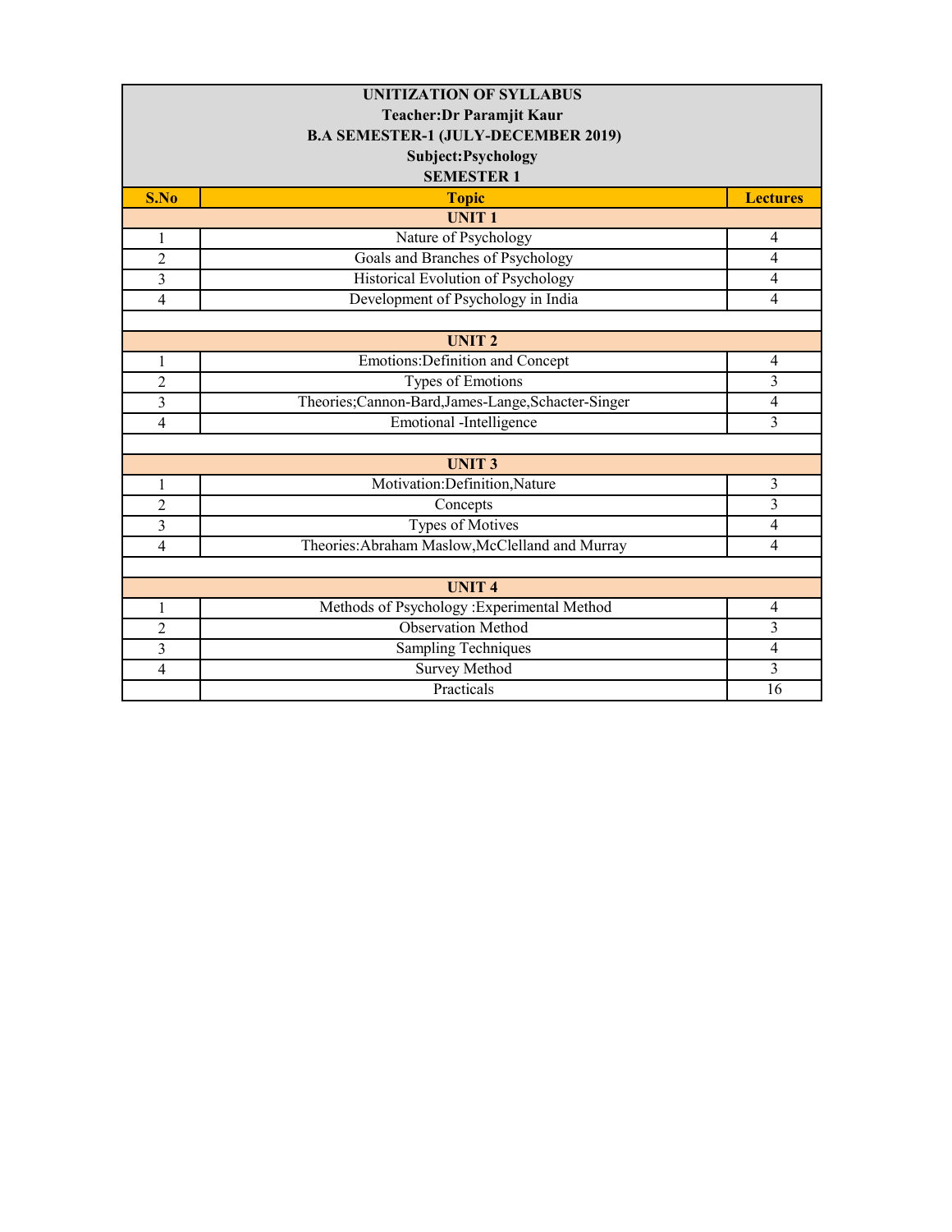**UNITIZATION OF SYLLABUS**
**Teacher:Dr Paramjit Kaur**
**B.A SEMESTER-1 (JULY-DECEMBER 2019)**
**Subject:Psychology**
**SEMESTER 1**

| S.No | Topic | Lectures |
|---|---|---|
| | **UNIT 1** | |
| 1 | Nature of Psychology | 4 |
| 2 | Goals and Branches of Psychology | 4 |
| 3 | Historical Evolution of Psychology | 4 |
| 4 | Development of Psychology in India | 4 |
| | | |
| | **UNIT 2** | |
| 1 | Emotions:Definition and Concept | 4 |
| 2 | Types of Emotions | 3 |
| 3 | Theories;Cannon-Bard,James-Lange,Schacter-Singer | 4 |
| 4 | Emotional -Intelligence | 3 |
| | | |
| | **UNIT 3** | |
| 1 | Motivation:Definition,Nature | 3 |
| 2 | Concepts | 3 |
| 3 | Types of Motives | 4 |
| 4 | Theories:Abraham Maslow,McClelland and Murray | 4 |
| | | |
| | **UNIT 4** | |
| 1 | Methods of Psychology :Experimental Method | 4 |
| 2 | Observation Method | 3 |
| 3 | Sampling Techniques | 4 |
| 4 | Survey Method | 3 |
| | Practicals | 16 |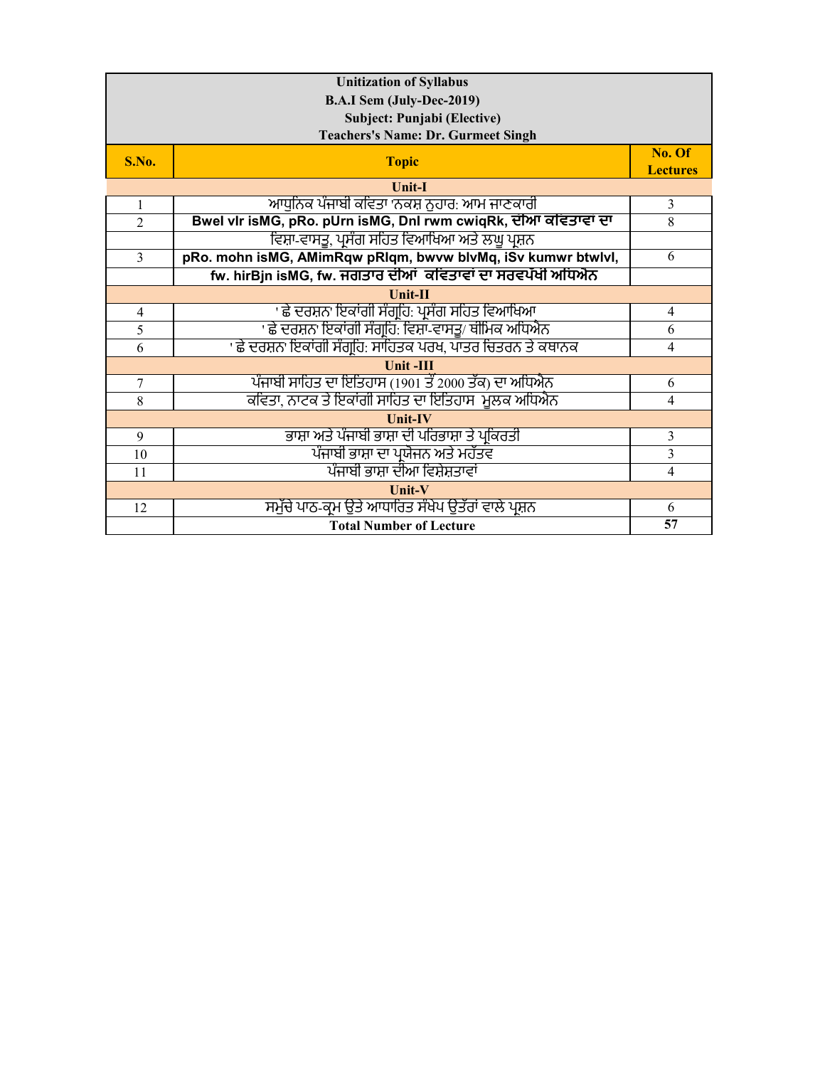| **Unitization of Syllabus**<br>**B.A.I Sem (July-Dec-2019)**<br>**Subject: Punjabi (Elective)**<br>**Teachers's Name: Dr. Gurmeet Singh** | | |
|---|---|---|
| **S.No.** | **Topic** | **No. Of Lectures** |
| | **Unit-I** | |
| 1 | ਆਧੁਨਿਕ ਪੰਜਾਬੀ ਕਵਿਤਾ 'ਨਕਸ਼ ਨੁਹਾਰ: ਆਮ ਜਾਣਕਾਰੀ | 3 |
| 2 | **Bwel vlr isMG, pRo. pUrn isMG, Dnl rwm cwiqRk, ਦੀਆ ਕਵਿਤਾਵਾ ਦਾ** | 8 |
| | ਵਿਸ਼ਾ-ਵਾਸਤੂ, ਪ੍ਰਸੰਗ ਸਹਿਤ ਵਿਆਖਿਆ ਅਤੇ ਲਘੂ ਪ੍ਰਸ਼ਨ | |
| 3 | **pRo. mohn isMG, AMimRqw pRIqm, bwvw blvMq, iSv kumwr btwlvl,** | 6 |
| | **fw. hirBjn isMG, fw. ਜਗਤਾਰ ਦੀਆਂ ਕਵਿਤਾਵਾਂ ਦਾ ਸਰਵਪੱਖੀ ਅਧਿਐਨ** | |
| | **Unit-II** | |
| 4 | ' ਛੇ ਦਰਸ਼ਨ' ਇਕਾਂਗੀ ਸੰਗ੍ਰਹਿ: ਪ੍ਰਸੰਗ ਸਹਿਤ ਵਿਆਖਿਆ | 4 |
| 5 | ' ਛੇ ਦਰਸ਼ਨ' ਇਕਾਂਗੀ ਸੰਗ੍ਰਹਿ: ਵਿਸ਼ਾ-ਵਾਸਤੂ/ ਥੀਮਿਕ ਅਧਿਐਨ | 6 |
| 6 | ' ਛੇ ਦਰਸ਼ਨ' ਇਕਾਂਗੀ ਸੰਗ੍ਰਹਿ: ਸਾਹਿਤਕ ਪਰਖ, ਪਾਤਰ ਚਿਤਰਨ ਤੇ ਕਥਾਨਕ | 4 |
| | **Unit -III** | |
| 7 | ਪੰਜਾਬੀ ਸਾਹਿਤ ਦਾ ਇਤਿਹਾਸ (1901 ਤੋਂ 2000 ਤੱਕ) ਦਾ ਅਧਿਐਨ | 6 |
| 8 | ਕਵਿਤਾ, ਨਾਟਕ ਤੇ ਇਕਾਂਗੀ ਸਾਹਿਤ ਦਾ ਇਤਿਹਾਸ ਮੂਲਕ ਅਧਿਐਨ | 4 |
| | **Unit-IV** | |
| 9 | ਭਾਸ਼ਾ ਅਤੇ ਪੰਜਾਬੀ ਭਾਸ਼ਾ ਦੀ ਪਰਿਭਾਸ਼ਾ ਤੇ ਪ੍ਰਕਿਰਤੀ | 3 |
| 10 | ਪੰਜਾਬੀ ਭਾਸ਼ਾ ਦਾ ਪ੍ਰਯੋਜਨ ਅਤੇ ਮਹੱਤਵ | 3 |
| 11 | ਪੰਜਾਬੀ ਭਾਸ਼ਾ ਦੀਆ ਵਿਸ਼ੇਸ਼ਤਾਵਾਂ | 4 |
| | **Unit-V** | |
| 12 | ਸਮੁੱਚੇ ਪਾਠ-ਕ੍ਰਮ ਉਤੇ ਆਧਾਰਿਤ ਸੰਖੇਪ ਉਤੱਰਾਂ ਵਾਲੇ ਪ੍ਰਸ਼ਨ | 6 |
| | **Total Number of Lecture** | **57** |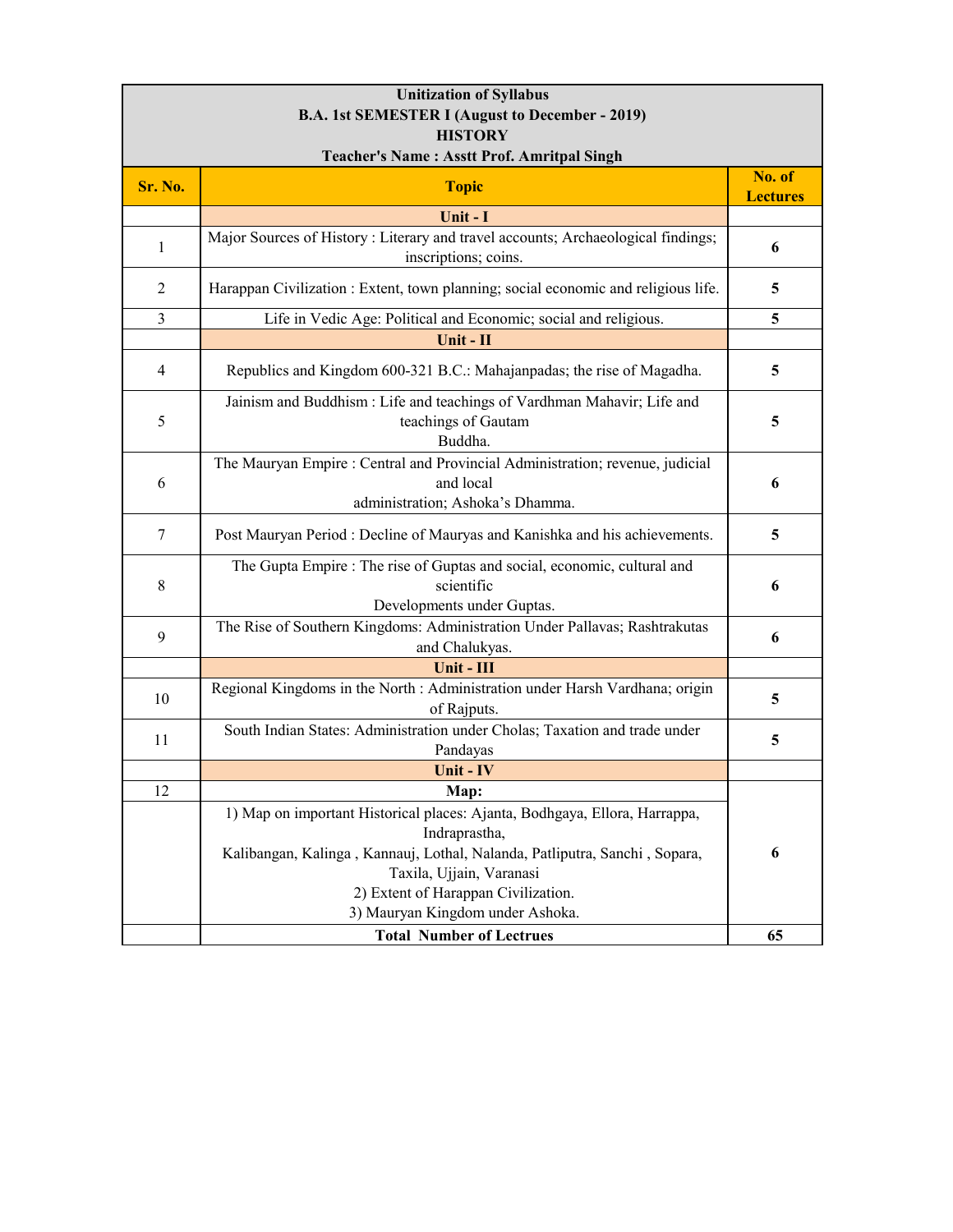**Unitization of Syllabus**
**B.A. 1st SEMESTER I (August to December - 2019)**
**HISTORY**
**Teacher's Name : Asstt Prof. Amritpal Singh**

| Sr. No. | Topic | No. of Lectures |
|---|---|---|
| | **Unit - I** | |
| 1 | Major Sources of History : Literary and travel accounts; Archaeological findings; inscriptions; coins. | **6** |
| 2 | Harappan Civilization : Extent, town planning; social economic and religious life. | **5** |
| 3 | Life in Vedic Age: Political and Economic; social and religious. | **5** |
| | **Unit - II** | |
| 4 | Republics and Kingdom 600-321 B.C.: Mahajanpadas; the rise of Magadha. | **5** |
| 5 | Jainism and Buddhism : Life and teachings of Vardhman Mahavir; Life and teachings of Gautam Buddha. | **5** |
| 6 | The Mauryan Empire : Central and Provincial Administration; revenue, judicial and local administration; Ashoka's Dhamma. | **6** |
| 7 | Post Mauryan Period : Decline of Mauryas and Kanishka and his achievements. | **5** |
| 8 | The Gupta Empire : The rise of Guptas and social, economic, cultural and scientific Developments under Guptas. | **6** |
| 9 | The Rise of Southern Kingdoms: Administration Under Pallavas; Rashtrakutas and Chalukyas. | **6** |
| | **Unit - III** | |
| 10 | Regional Kingdoms in the North : Administration under Harsh Vardhana; origin of Rajputs. | **5** |
| 11 | South Indian States: Administration under Cholas; Taxation and trade under Pandayas | **5** |
| | **Unit - IV** | |
| 12 | **Map:** 1) Map on important Historical places: Ajanta, Bodhgaya, Ellora, Harrappa, Indraprastha, Kalibangan, Kalinga , Kannauj, Lothal, Nalanda, Patliputra, Sanchi , Sopara, Taxila, Ujjain, Varanasi 2) Extent of Harappan Civilization. 3) Mauryan Kingdom under Ashoka. | **6** |
| | **Total Number of Lectrues** | **65** |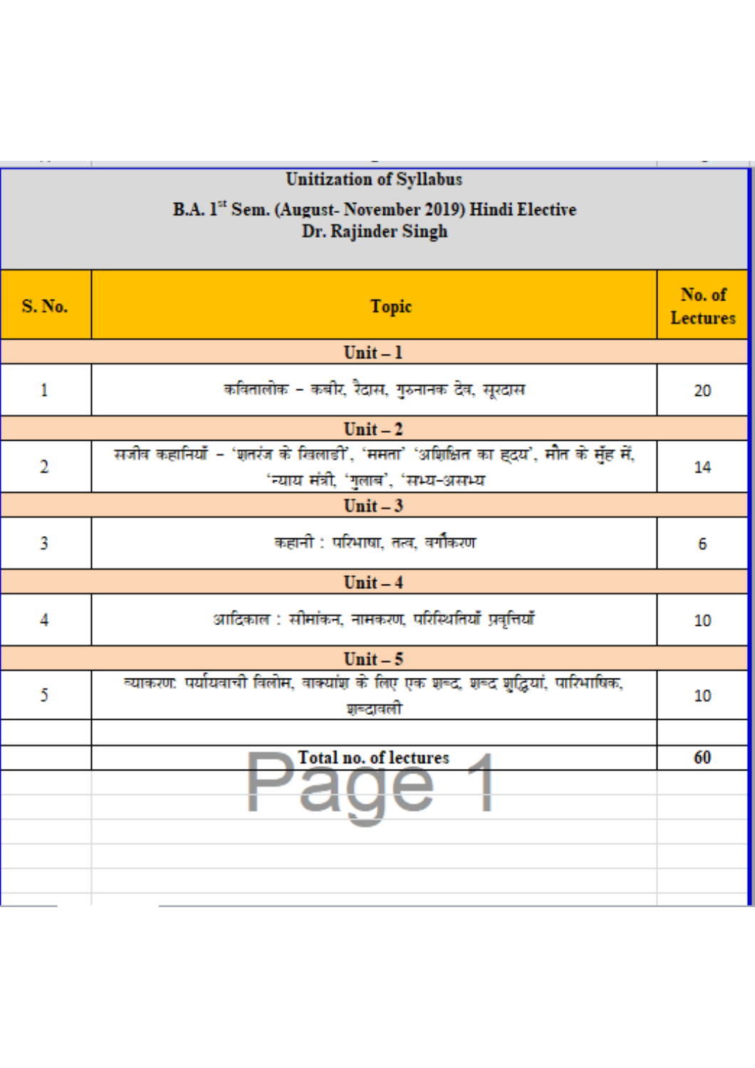**Unitization of Syllabus**

**B.A. 1st Sem. (August- November 2019) Hindi Elective**

**Dr. Rajinder Singh**

| S. No. | Topic | No. of Lectures |
|---|---|---|
| | **Unit – 1** | |
| 1 | कवितालोक – कबीर, रैदास, गुरुनानक देव, सूरदास | 20 |
| | **Unit – 2** | |
| 2 | सजीव कहानियाँ – 'शतरंज के खिलाड़ी', 'ममता' 'अशिक्षित का हृदय', मौत के मुँह में, 'न्याय मंत्री, 'गुलाब', 'सभ्य-असभ्य | 14 |
| | **Unit – 3** | |
| 3 | कहानी : परिभाषा, तत्व, वर्गीकरण | 6 |
| | **Unit – 4** | |
| 4 | आदिकाल : सीमांकन, नामकरण, परिस्थितियाँ प्रवृत्तियाँ | 10 |
| | **Unit – 5** | |
| 5 | व्याकरण: पर्यायवाची विलोम, वाक्यांश के लिए एक शब्द, शब्द शुद्धियां, पारिभाषिक, शब्दावली | 10 |
| | | |
| | **Total no. of lectures** | **60** |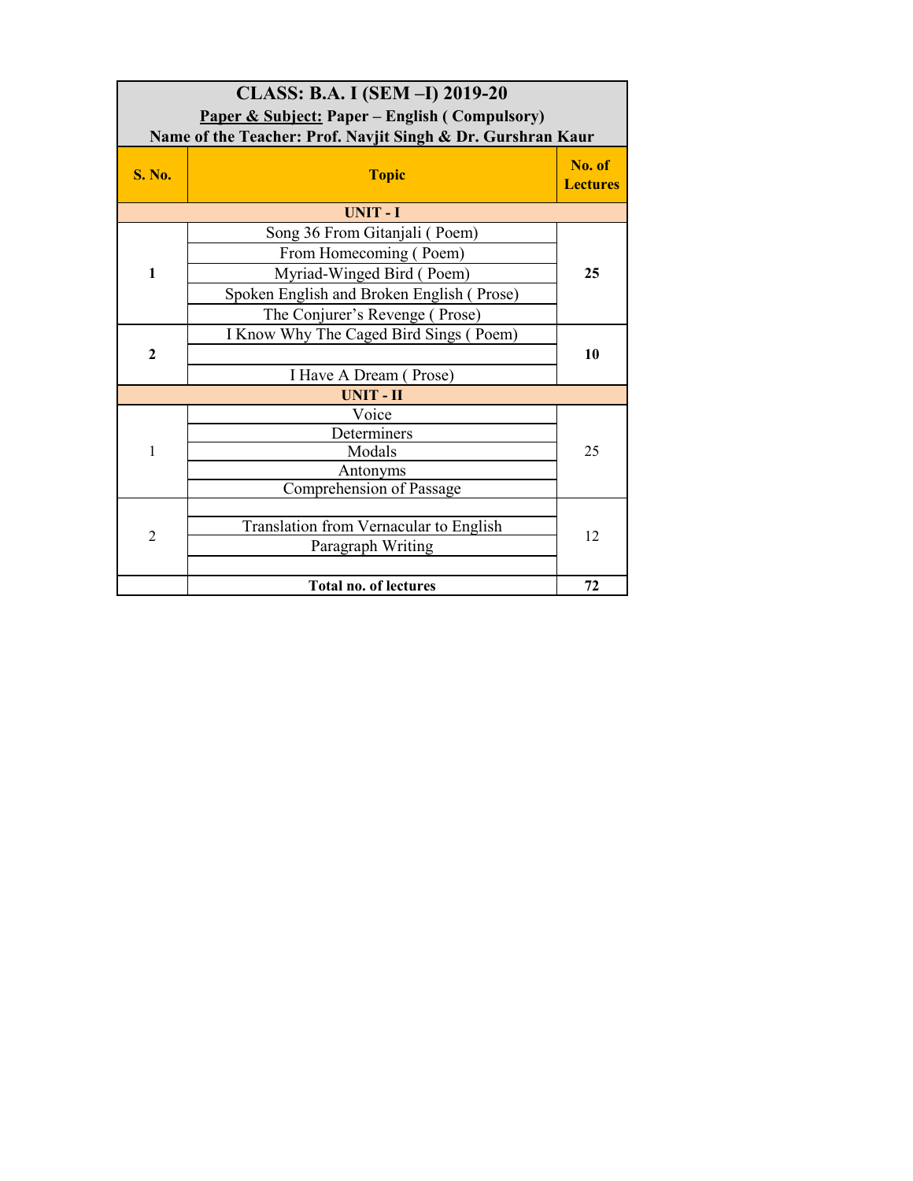**CLASS: B.A. I (SEM –I) 2019-20**

**Paper & Subject: Paper – English ( Compulsory)**

**Name of the Teacher: Prof. Navjit Singh & Dr. Gurshran Kaur**

| S. No. | Topic | No. of Lectures |
|---|---|---|
| | **UNIT - I** | |
| **1** | Song 36 From Gitanjali ( Poem) | **25** |
| | From Homecoming ( Poem) | |
| | Myriad-Winged Bird ( Poem) | |
| | Spoken English and Broken English ( Prose) | |
| | The Conjurer's Revenge ( Prose) | |
| **2** | I Know Why The Caged Bird Sings ( Poem) | **10** |
| | | |
| | I Have A Dream ( Prose) | |
| | **UNIT - II** | |
| 1 | Voice | 25 |
| | Determiners | |
| | Modals | |
| | Antonyms | |
| | Comprehension of Passage | |
| 2 | | 12 |
| | Translation from Vernacular to English | |
| | Paragraph Writing | |
| | | |
| | **Total no. of lectures** | **72** |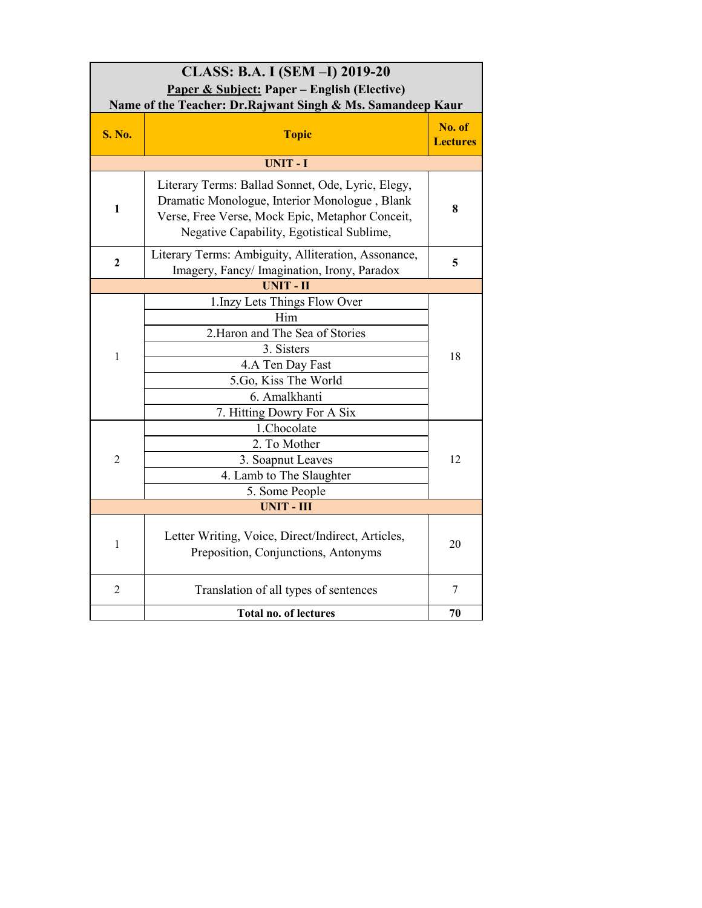| CLASS: B.A. I (SEM –I) 2019-20<br>Paper & Subject: Paper – English (Elective)<br>Name of the Teacher: Dr.Rajwant Singh & Ms. Samandeep Kaur | | |
|---|---|---|
| **S. No.** | **Topic** | **No. of Lectures** |
| | **UNIT - I** | |
| **1** | Literary Terms: Ballad Sonnet, Ode, Lyric, Elegy, Dramatic Monologue, Interior Monologue , Blank Verse, Free Verse, Mock Epic, Metaphor Conceit, Negative Capability, Egotistical Sublime, | **8** |
| **2** | Literary Terms: Ambiguity, Alliteration, Assonance, Imagery, Fancy/ Imagination, Irony, Paradox | **5** |
| | **UNIT - II** | |
| 1 | 1.Inzy Lets Things Flow Over Him<br>2.Haron and The Sea of Stories<br>3. Sisters<br>4.A Ten Day Fast<br>5.Go, Kiss The World<br>6. Amalkhanti<br>7. Hitting Dowry For A Six | 18 |
| 2 | 1.Chocolate<br>2. To Mother<br>3. Soapnut Leaves<br>4. Lamb to The Slaughter<br>5. Some People | 12 |
| | **UNIT - III** | |
| 1 | Letter Writing, Voice, Direct/Indirect, Articles, Preposition, Conjunctions, Antonyms | 20 |
| 2 | Translation of all types of sentences | 7 |
| | **Total no. of lectures** | **70** |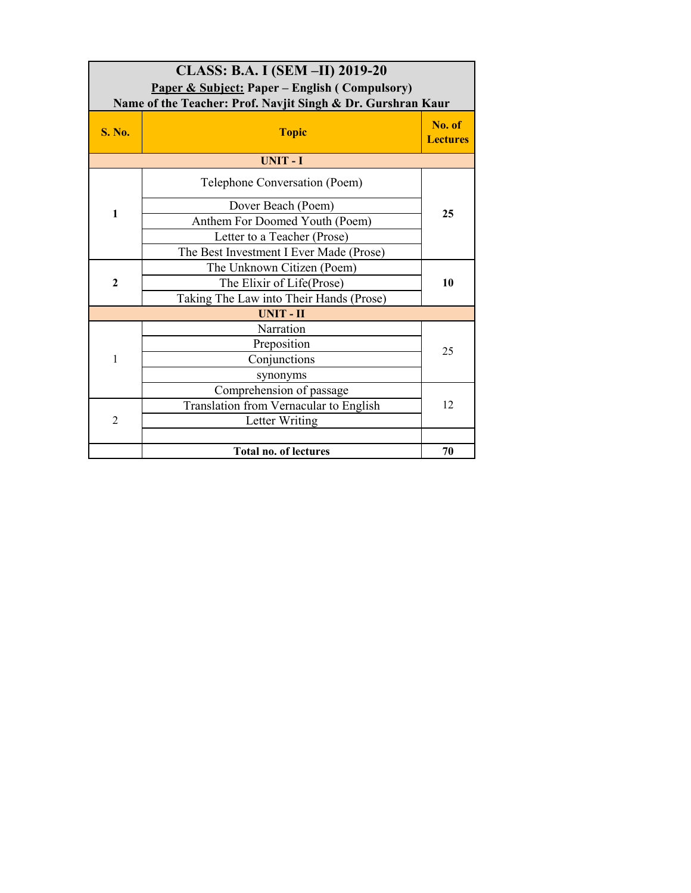**CLASS: B.A. I (SEM –II) 2019-20**

**Paper & Subject: Paper – English ( Compulsory)**

**Name of the Teacher: Prof. Navjit Singh & Dr. Gurshran Kaur**

| S. No. | Topic | No. of Lectures |
|---|---|---|
| | **UNIT - I** | |
| **1** | Telephone Conversation (Poem) | **25** |
| | Dover Beach (Poem) | |
| | Anthem For Doomed Youth (Poem) | |
| | Letter to a Teacher (Prose) | |
| | The Best Investment I Ever Made (Prose) | |
| **2** | The Unknown Citizen (Poem) | **10** |
| | The Elixir of Life(Prose) | |
| | Taking The Law into Their Hands (Prose) | |
| | **UNIT - II** | |
| 1 | Narration | 25 |
| | Preposition | |
| | Conjunctions | |
| | synonyms | |
| | Comprehension of passage | 12 |
| 2 | Translation from Vernacular to English | |
| | Letter Writing | |
| | | |
| | **Total no. of lectures** | **70** |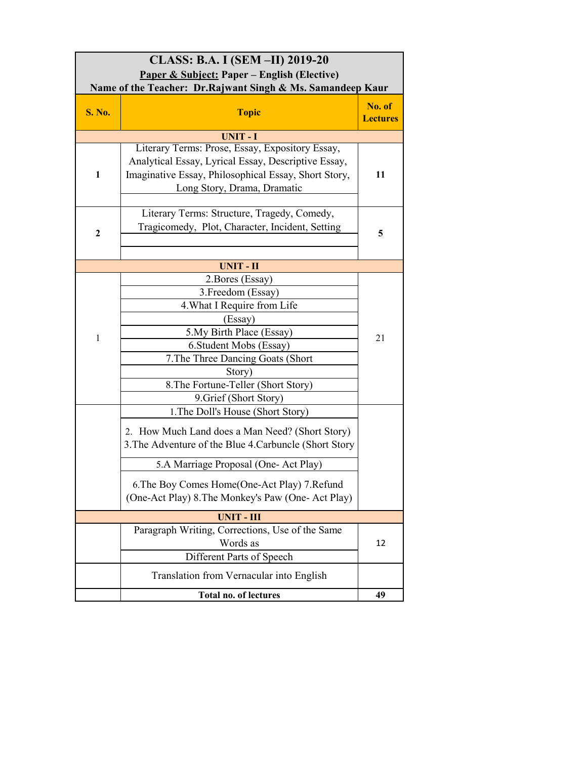| CLASS: B.A. I (SEM –II) 2019-20<br>Paper & Subject: Paper – English (Elective)<br>Name of the Teacher: Dr.Rajwant Singh & Ms. Samandeep Kaur | | |
|---|---|---|
| **S. No.** | **Topic** | **No. of Lectures** |
| | **UNIT - I** | |
| **1** | Literary Terms: Prose, Essay, Expository Essay, Analytical Essay, Lyrical Essay, Descriptive Essay, Imaginative Essay, Philosophical Essay, Short Story, Long Story, Drama, Dramatic | **11** |
| **2** | Literary Terms: Structure, Tragedy, Comedy, Tragicomedy, Plot, Character, Incident, Setting | **5** |
| | **UNIT - II** | |
| 1 | 2.Bores (Essay)<br>3.Freedom (Essay)<br>4.What I Require from Life (Essay)<br>5.My Birth Place (Essay)<br>6.Student Mobs (Essay)<br>7.The Three Dancing Goats (Short Story)<br>8.The Fortune-Teller (Short Story)<br>9.Grief (Short Story) | 21 |
| | 1.The Doll's House (Short Story)<br>2. How Much Land does a Man Need? (Short Story) 3.The Adventure of the Blue 4.Carbuncle (Short Story<br>5.A Marriage Proposal (One- Act Play)<br>6.The Boy Comes Home(One-Act Play) 7.Refund (One-Act Play) 8.The Monkey's Paw (One- Act Play) | |
| | **UNIT - III** | |
| | Paragraph Writing, Corrections, Use of the Same Words as Different Parts of Speech | 12 |
| | Translation from Vernacular into English | |
| | **Total no. of lectures** | **49** |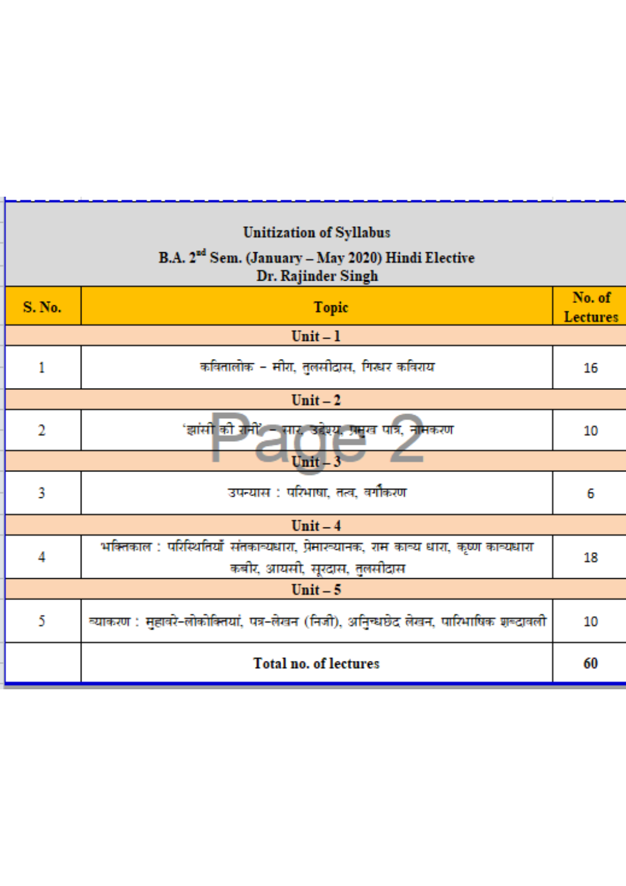Unitization of Syllabus
B.A. 2nd Sem. (January – May 2020) Hindi Elective
Dr. Rajinder Singh

| S. No. | Topic | No. of Lectures |
|---|---|---|
| | **Unit – 1** | |
| 1 | कवितालोक – मीरा, तुलसीदास, गिरधर कविराय | 16 |
| | **Unit – 2** | |
| 2 | 'झांसी की रानी' – सार, उद्देश्य, प्रमुख पात्र, नामकरण | 10 |
| | **Unit – 3** | |
| 3 | उपन्यास : परिभाषा, तत्व, वर्गीकरण | 6 |
| | **Unit – 4** | |
| 4 | भक्तिकाल : परिस्थितियाँ संतकाव्यधारा, प्रेमाख्यानक, राम काव्य धारा, कृष्ण काव्यधारा कबीर, जायसी, सूरदास, तुलसीदास | 18 |
| | **Unit – 5** | |
| 5 | व्याकरण : मुहावरे-लोकोक्तियां, पत्र-लेखन (निजी), अनुच्छेद लेखन, पारिभाषिक शब्दावली | 10 |
| | **Total no. of lectures** | **60** |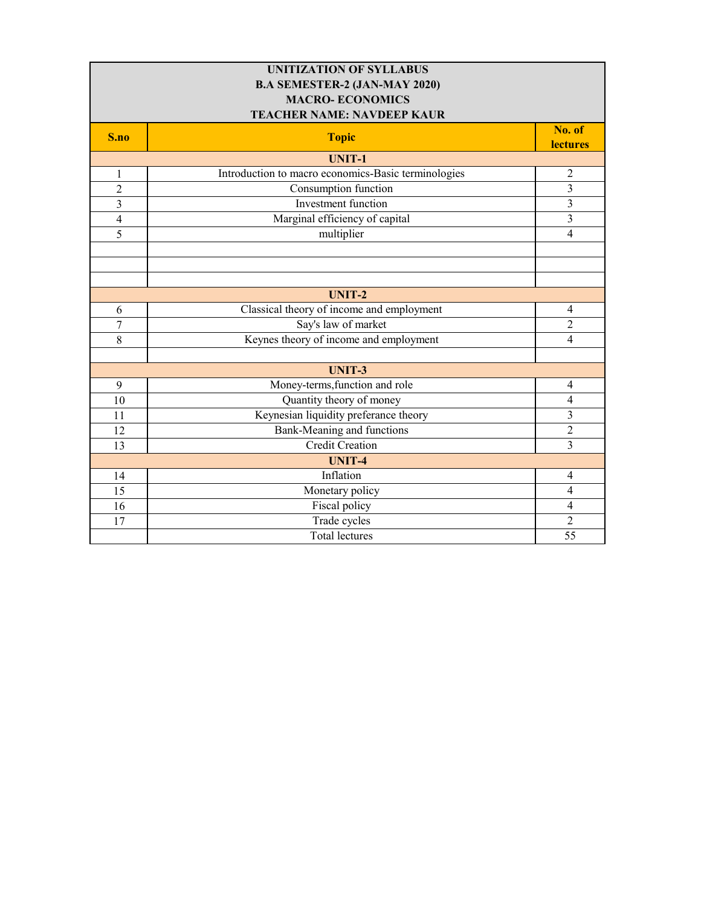**UNITIZATION OF SYLLABUS**
**B.A SEMESTER-2 (JAN-MAY 2020)**
**MACRO- ECONOMICS**
**TEACHER NAME: NAVDEEP KAUR**

| S.no | Topic | No. of lectures |
|---|---|---|
| | **UNIT-1** | |
| 1 | Introduction to macro economics-Basic terminologies | 2 |
| 2 | Consumption function | 3 |
| 3 | Investment function | 3 |
| 4 | Marginal efficiency of capital | 3 |
| 5 | multiplier | 4 |
| | | |
| | | |
| | | |
| | **UNIT-2** | |
| 6 | Classical theory of income and employment | 4 |
| 7 | Say's law of market | 2 |
| 8 | Keynes theory of income and employment | 4 |
| | | |
| | **UNIT-3** | |
| 9 | Money-terms,function and role | 4 |
| 10 | Quantity theory of money | 4 |
| 11 | Keynesian liquidity preferance theory | 3 |
| 12 | Bank-Meaning and functions | 2 |
| 13 | Credit Creation | 3 |
| | **UNIT-4** | |
| 14 | Inflation | 4 |
| 15 | Monetary policy | 4 |
| 16 | Fiscal policy | 4 |
| 17 | Trade cycles | 2 |
| | Total lectures | 55 |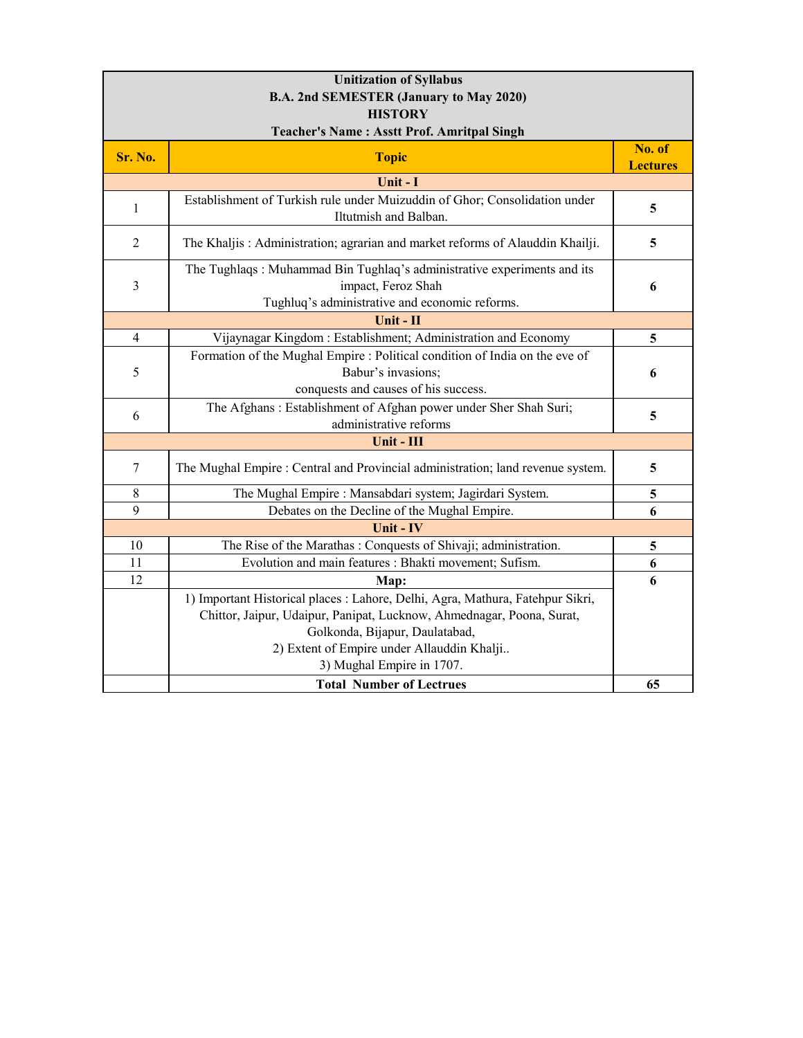**Unitization of Syllabus**
**B.A. 2nd SEMESTER (January to May 2020)**
**HISTORY**
**Teacher's Name : Asstt Prof. Amritpal Singh**

| Sr. No. | Topic | No. of Lectures |
|---|---|---|
| | **Unit - I** | |
| 1 | Establishment of Turkish rule under Muizuddin of Ghor; Consolidation under Iltutmish and Balban. | **5** |
| 2 | The Khaljis : Administration; agrarian and market reforms of Alauddin Khailji. | **5** |
| 3 | The Tughlaqs : Muhammad Bin Tughlaq's administrative experiments and its impact, Feroz Shah Tughluq's administrative and economic reforms. | **6** |
| | **Unit - II** | |
| 4 | Vijaynagar Kingdom : Establishment; Administration and Economy | **5** |
| 5 | Formation of the Mughal Empire : Political condition of India on the eve of Babur's invasions; conquests and causes of his success. | **6** |
| 6 | The Afghans : Establishment of Afghan power under Sher Shah Suri; administrative reforms | **5** |
| | **Unit - III** | |
| 7 | The Mughal Empire : Central and Provincial administration; land revenue system. | **5** |
| 8 | The Mughal Empire : Mansabdari system; Jagirdari System. | **5** |
| 9 | Debates on the Decline of the Mughal Empire. | **6** |
| | **Unit - IV** | |
| 10 | The Rise of the Marathas : Conquests of Shivaji; administration. | **5** |
| 11 | Evolution and main features : Bhakti movement; Sufism. | **6** |
| 12 | **Map:** 1) Important Historical places : Lahore, Delhi, Agra, Mathura, Fatehpur Sikri, Chittor, Jaipur, Udaipur, Panipat, Lucknow, Ahmednagar, Poona, Surat, Golkonda, Bijapur, Daulatabad, 2) Extent of Empire under Allauddin Khalji.. 3) Mughal Empire in 1707. | **6** |
| | **Total Number of Lectrues** | **65** |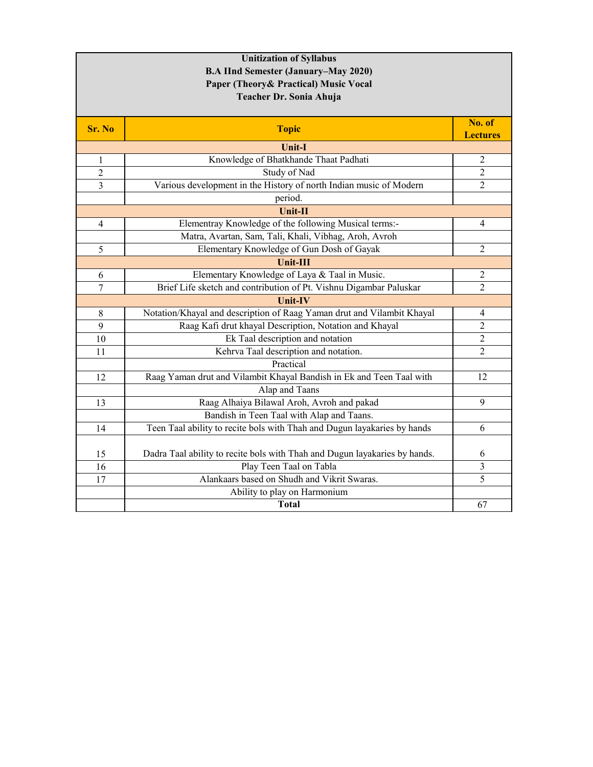**Unitization of Syllabus**
**B.A IInd Semester (January–May 2020)**
**Paper (Theory& Practical) Music Vocal**
**Teacher Dr. Sonia Ahuja**

| Sr. No | Topic | No. of Lectures |
|---|---|---|
| | **Unit-I** | |
| 1 | Knowledge of Bhatkhande Thaat Padhati | 2 |
| 2 | Study of Nad | 2 |
| 3 | Various development in the History of north Indian music of Modern | 2 |
| | period. | |
| | **Unit-II** | |
| 4 | Elementray Knowledge of the following Musical terms:- | 4 |
| | Matra, Avartan, Sam, Tali, Khali, Vibhag, Aroh, Avroh | |
| 5 | Elementary Knowledge of Gun Dosh of Gayak | 2 |
| | **Unit-III** | |
| 6 | Elementary Knowledge of Laya & Taal in Music. | 2 |
| 7 | Brief Life sketch and contribution of Pt. Vishnu Digambar Paluskar | 2 |
| | **Unit-IV** | |
| 8 | Notation/Khayal and description of Raag Yaman drut and Vilambit Khayal | 4 |
| 9 | Raag Kafi drut khayal Description, Notation and Khayal | 2 |
| 10 | Ek Taal description and notation | 2 |
| 11 | Kehrva Taal description and notation. | 2 |
| | Practical | |
| 12 | Raag Yaman drut and Vilambit Khayal Bandish in Ek and Teen Taal with | 12 |
| | Alap and Taans | |
| 13 | Raag Alhaiya Bilawal Aroh, Avroh and pakad | 9 |
| | Bandish in Teen Taal with Alap and Taans. | |
| 14 | Teen Taal ability to recite bols with Thah and Dugun layakaries by hands | 6 |
| 15 | Dadra Taal ability to recite bols with Thah and Dugun layakaries by hands. | 6 |
| 16 | Play Teen Taal on Tabla | 3 |
| 17 | Alankaars based on Shudh and Vikrit Swaras. | 5 |
| | Ability to play on Harmonium | |
| | **Total** | 67 |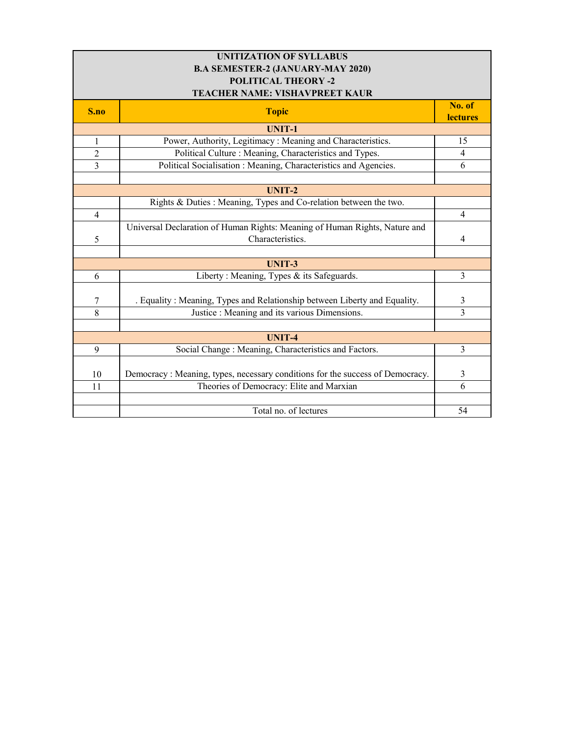| UNITIZATION OF SYLLABUS<br>B.A SEMESTER-2 (JANUARY-MAY 2020)<br>POLITICAL THEORY -2<br>TEACHER NAME: VISHAVPREET KAUR | | |
|---|---|---|
| **S.no** | **Topic** | **No. of lectures** |
| | **UNIT-1** | |
| 1 | Power, Authority, Legitimacy : Meaning and Characteristics. | 15 |
| 2 | Political Culture : Meaning, Characteristics and Types. | 4 |
| 3 | Political Socialisation : Meaning, Characteristics and Agencies. | 6 |
| | | |
| | **UNIT-2** | |
| | Rights & Duties : Meaning, Types and Co-relation between the two. | |
| 4 | | 4 |
| 5 | Universal Declaration of Human Rights: Meaning of Human Rights, Nature and Characteristics. | 4 |
| | | |
| | **UNIT-3** | |
| 6 | Liberty : Meaning, Types & its Safeguards. | 3 |
| 7 | . Equality : Meaning, Types and Relationship between Liberty and Equality. | 3 |
| 8 | Justice : Meaning and its various Dimensions. | 3 |
| | | |
| | **UNIT-4** | |
| 9 | Social Change : Meaning, Characteristics and Factors. | 3 |
| 10 | Democracy : Meaning, types, necessary conditions for the success of Democracy. | 3 |
| 11 | Theories of Democracy: Elite and Marxian | 6 |
| | | |
| | Total no. of lectures | 54 |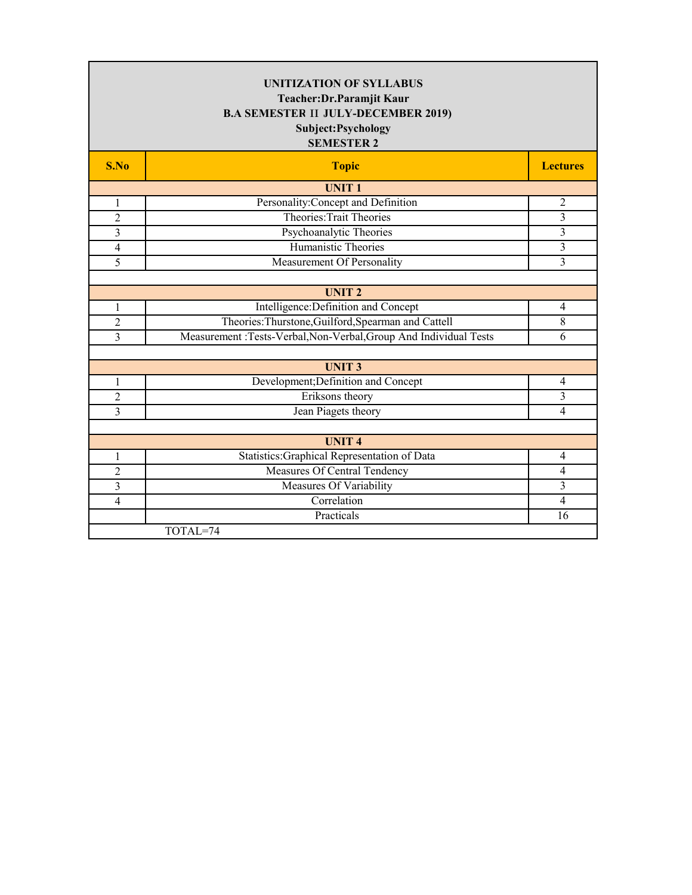**UNITIZATION OF SYLLABUS**
**Teacher:Dr.Paramjit Kaur**
**B.A SEMESTER II JULY-DECEMBER 2019)**
**Subject:Psychology**
**SEMESTER 2**

| S.No | Topic | Lectures |
|---|---|---|
| | **UNIT 1** | |
| 1 | Personality:Concept and Definition | 2 |
| 2 | Theories:Trait Theories | 3 |
| 3 | Psychoanalytic Theories | 3 |
| 4 | Humanistic Theories | 3 |
| 5 | Measurement Of Personality | 3 |
| | | |
| | **UNIT 2** | |
| 1 | Intelligence:Definition and Concept | 4 |
| 2 | Theories:Thurstone,Guilford,Spearman and Cattell | 8 |
| 3 | Measurement :Tests-Verbal,Non-Verbal,Group And Individual Tests | 6 |
| | | |
| | **UNIT 3** | |
| 1 | Development;Definition and Concept | 4 |
| 2 | Eriksons theory | 3 |
| 3 | Jean Piagets theory | 4 |
| | | |
| | **UNIT 4** | |
| 1 | Statistics:Graphical Representation of Data | 4 |
| 2 | Measures Of Central Tendency | 4 |
| 3 | Measures Of Variability | 3 |
| 4 | Correlation | 4 |
| | Practicals | 16 |
| | TOTAL=74 | |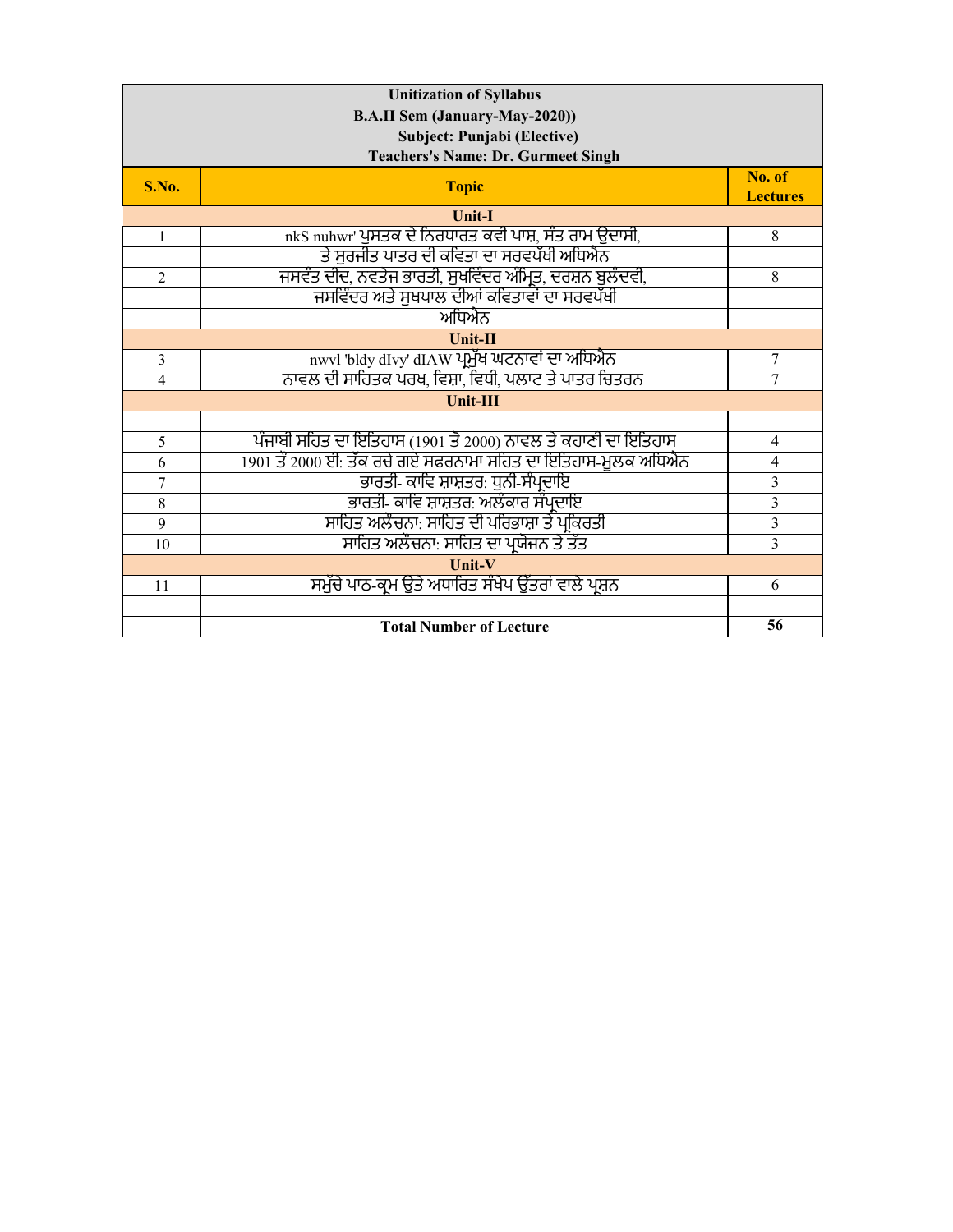| Unitization of Syllabus<br>B.A.II Sem (January-May-2020))<br>Subject: Punjabi (Elective)<br>Teachers's Name: Dr. Gurmeet Singh | | |
|---|---|---|
| **S.No.** | **Topic** | **No. of Lectures** |
| | **Unit-I** | |
| 1 | nkS nuhwr' ਪੁਸਤਕ ਦੇ ਨਿਰਧਾਰਤ ਕਵੀ ਪਾਸ਼, ਸੰਤ ਰਾਮ ਉਦਾਸੀ, | 8 |
| | ਤੇ ਸੁਰਜੀਤ ਪਾਤਰ ਦੀ ਕਵਿਤਾ ਦਾ ਸਰਵਪੱਖੀ ਅਧਿਐਨ | |
| 2 | ਜਸਵੰਤ ਦੀਦ, ਨਵਤੇਜ ਭਾਰਤੀ, ਸੁਖਵਿੰਦਰ ਅੰਮ੍ਰਿਤ, ਦਰਸ਼ਨ ਬੁਲੰਦਵੀ, | 8 |
| | ਜਸਵਿੰਦਰ ਅਤੇ ਸੁਖਪਾਲ ਦੀਆਂ ਕਵਿਤਾਵਾਂ ਦਾ ਸਰਵਪੱਖੀ | |
| | ਅਧਿਐਨ | |
| | **Unit-II** | |
| 3 | nwvl 'bldy dIvy' dIAW ਪ੍ਰਮੁੱਖ ਘਟਨਾਵਾਂ ਦਾ ਅਧਿਐਨ | 7 |
| 4 | ਨਾਵਲ ਦੀ ਸਾਹਿਤਕ ਪਰਖ, ਵਿਸ਼ਾ, ਵਿਧੀ, ਪਲਾਟ ਤੇ ਪਾਤਰ ਚਿਤਰਨ | 7 |
| | **Unit-III** | |
| | | |
| 5 | ਪੰਜਾਬੀ ਸਹਿਤ ਦਾ ਇਤਿਹਾਸ (1901 ਤੋ 2000) ਨਾਵਲ ਤੇ ਕਹਾਣੀ ਦਾ ਇਤਿਹਾਸ | 4 |
| 6 | 1901 ਤੋਂ 2000 ਈ: ਤੱਕ ਰਚੇ ਗਏ ਸਫਰਨਾਮਾ ਸਹਿਤ ਦਾ ਇਤਿਹਾਸ-ਮੂਲਕ ਅਧਿਐਨ | 4 |
| 7 | ਭਾਰਤੀ- ਕਾਵਿ ਸ਼ਾਸ਼ਤਰ: ਧੁਨੀ-ਸੰਪ੍ਰਦਾਇ | 3 |
| 8 | ਭਾਰਤੀ- ਕਾਵਿ ਸ਼ਾਸ਼ਤਰ: ਅਲੰਕਾਰ ਸੰਪ੍ਰਦਾਇ | 3 |
| 9 | ਸਾਹਿਤ ਅਲੋਚਨਾ: ਸਾਹਿਤ ਦੀ ਪਰਿਭਾਸ਼ਾ ਤੇ ਪ੍ਰਕਿਰਤੀ | 3 |
| 10 | ਸਾਹਿਤ ਅਲੋਚਨਾ: ਸਾਹਿਤ ਦਾ ਪ੍ਰਯੋਜਨ ਤੇ ਤੱਤ | 3 |
| | **Unit-V** | |
| 11 | ਸਮੁੱਚੇ ਪਾਠ-ਕ੍ਰਮ ਉਤੇ ਅਧਾਰਿਤ ਸੰਖੇਪ ਉੱਤਰਾਂ ਵਾਲੇ ਪ੍ਰਸ਼ਨ | 6 |
| | | |
| | **Total Number of Lecture** | **56** |